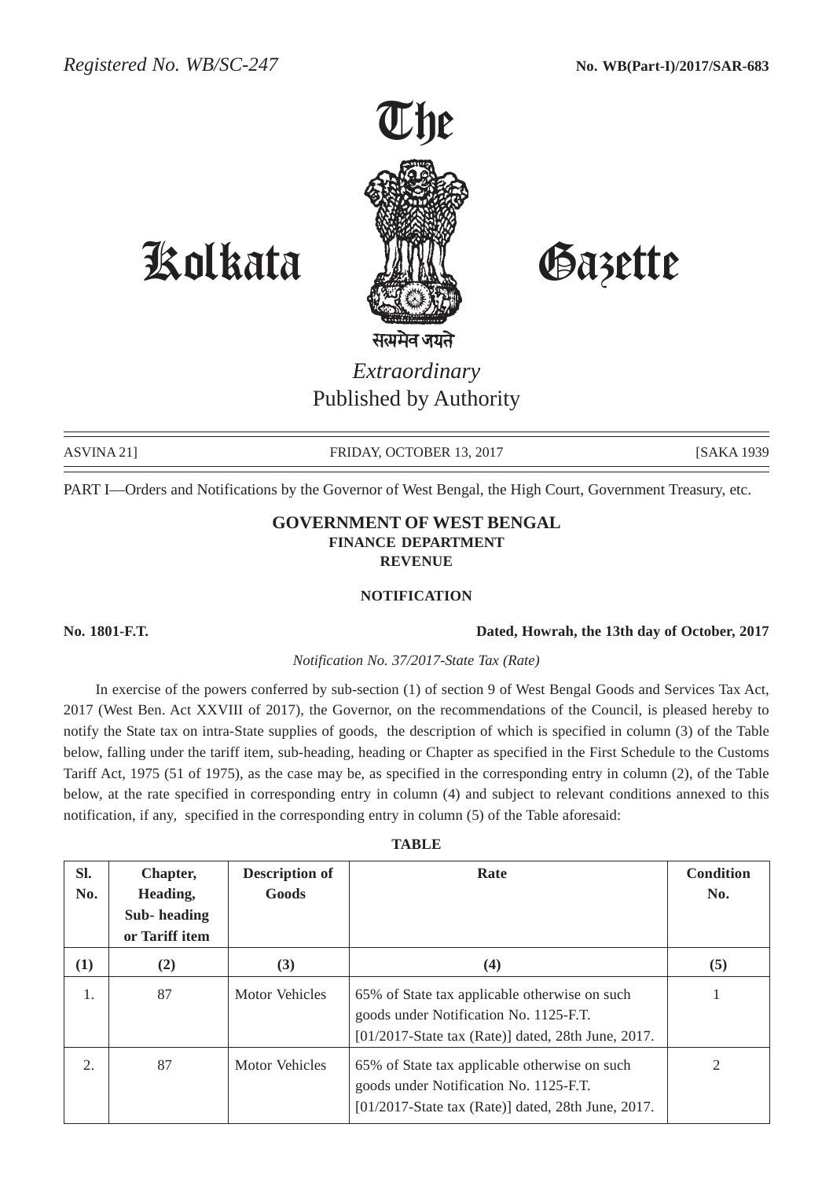*Registered No. WB/SC-247* **No. WB(Part-I)/2017/SAR-683**

# The Kolkata Gazette

सत्यमेव जयते

*Extraordinary*
Published by Authority

ASVINA 21] FRIDAY, OCTOBER 13, 2017 [SAKA 1939

PART I—Orders and Notifications by the Governor of West Bengal, the High Court, Government Treasury, etc.

## GOVERNMENT OF WEST BENGAL
### FINANCE DEPARTMENT
### REVENUE

### NOTIFICATION

**No. 1801-F.T.** **Dated, Howrah, the 13th day of October, 2017**

*Notification No. 37/2017-State Tax (Rate)*

In exercise of the powers conferred by sub-section (1) of section 9 of West Bengal Goods and Services Tax Act, 2017 (West Ben. Act XXVIII of 2017), the Governor, on the recommendations of the Council, is pleased hereby to notify the State tax on intra-State supplies of goods, the description of which is specified in column (3) of the Table below, falling under the tariff item, sub-heading, heading or Chapter as specified in the First Schedule to the Customs Tariff Act, 1975 (51 of 1975), as the case may be, as specified in the corresponding entry in column (2), of the Table below, at the rate specified in corresponding entry in column (4) and subject to relevant conditions annexed to this notification, if any, specified in the corresponding entry in column (5) of the Table aforesaid:

**TABLE**

| Sl. No. | Chapter, Heading, Sub- heading or Tariff item | Description of Goods | Rate | Condition No. |
|---|---|---|---|---|
| (1) | (2) | (3) | (4) | (5) |
| 1. | 87 | Motor Vehicles | 65% of State tax applicable otherwise on such goods under Notification No. 1125-F.T. [01/2017-State tax (Rate)] dated, 28th June, 2017. | 1 |
| 2. | 87 | Motor Vehicles | 65% of State tax applicable otherwise on such goods under Notification No. 1125-F.T. [01/2017-State tax (Rate)] dated, 28th June, 2017. | 2 |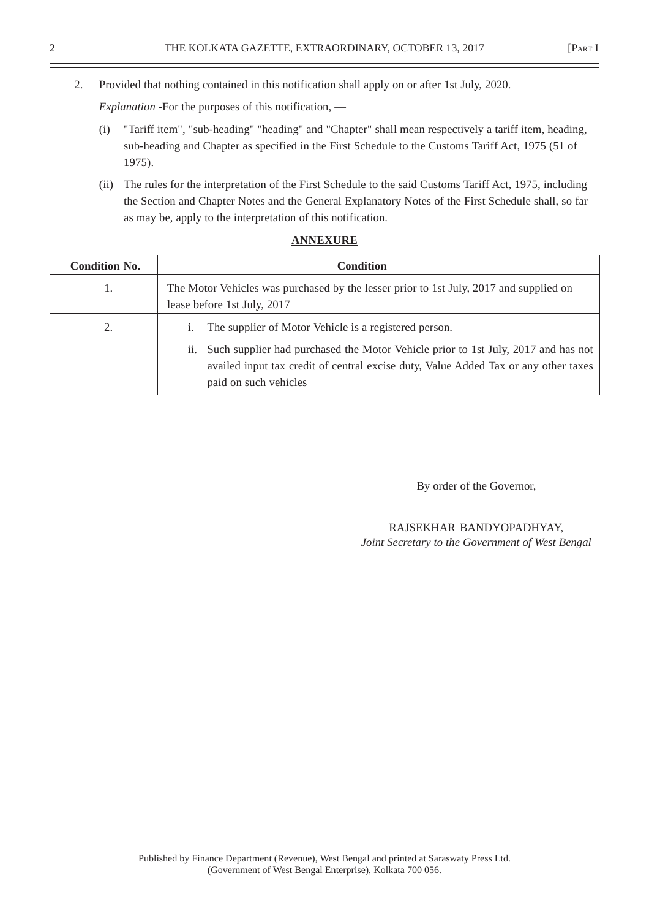2. Provided that nothing contained in this notification shall apply on or after 1st July, 2020.

*Explanation* -For the purposes of this notification, —

(i) "Tariff item", "sub-heading" "heading" and "Chapter" shall mean respectively a tariff item, heading, sub-heading and Chapter as specified in the First Schedule to the Customs Tariff Act, 1975 (51 of 1975).

(ii) The rules for the interpretation of the First Schedule to the said Customs Tariff Act, 1975, including the Section and Chapter Notes and the General Explanatory Notes of the First Schedule shall, so far as may be, apply to the interpretation of this notification.

**ANNEXURE**

| Condition No. | Condition |
|---|---|
| 1. | The Motor Vehicles was purchased by the lesser prior to 1st July, 2017 and supplied on lease before 1st July, 2017 |
| 2. | i. The supplier of Motor Vehicle is a registered person.<br>ii. Such supplier had purchased the Motor Vehicle prior to 1st July, 2017 and has not availed input tax credit of central excise duty, Value Added Tax or any other taxes paid on such vehicles |

By order of the Governor,

RAJSEKHAR BANDYOPADHYAY,
*Joint Secretary to the Government of West Bengal*

Published by Finance Department (Revenue), West Bengal and printed at Saraswaty Press Ltd.
(Government of West Bengal Enterprise), Kolkata 700 056.